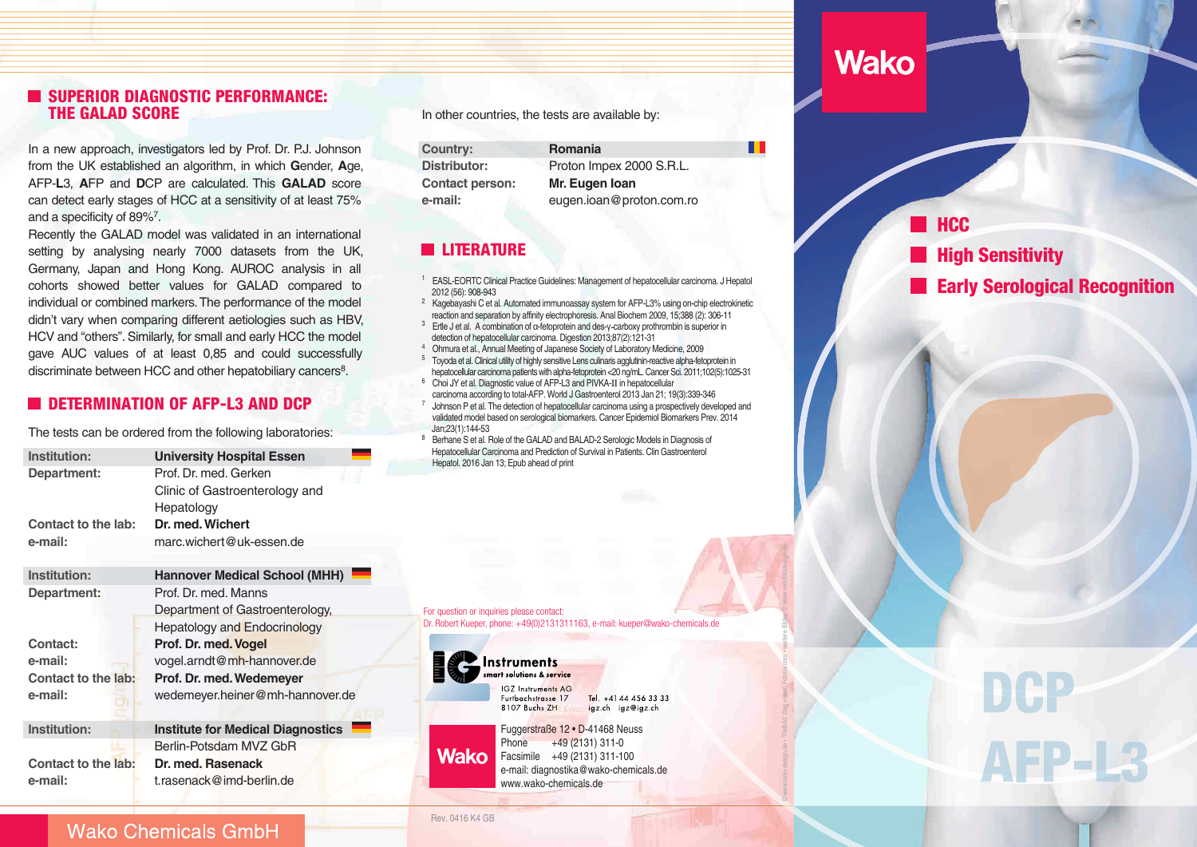## SUPERIOR DIAGNOSTIC PERFORMANCE: THE GALAD SCORE

In a new approach, investigators led by Prof. Dr. P.J. Johnson from the UK established an algorithm, in which **G**ender, **A**ge, AFP-**L**3, **A**FP and **D**CP are calculated. This **GALAD** score can detect early stages of HCC at a sensitivity of at least 75% and a specificity of 89%[7].

Recently the GALAD model was validated in an international setting by analysing nearly 7000 datasets from the UK, Germany, Japan and Hong Kong. AUROC analysis in all cohorts showed better values for GALAD compared to individual or combined markers. The performance of the model didn't vary when comparing different aetiologies such as HBV, HCV and "others". Similarly, for small and early HCC the model gave AUC values of at least 0,85 and could successfully discriminate between HCC and other hepatobiliary cancers[8].

## DETERMINATION OF AFP-L3 AND DCP

The tests can be ordered from the following laboratories:

| | |
|---|---|
| **Institution:** | **University Hospital Essen** |
| **Department:** | Prof. Dr. med. Gerken<br>Clinic of Gastroenterology and Hepatology |
| **Contact to the lab:** | **Dr. med. Wichert** |
| **e-mail:** | marc.wichert@uk-essen.de |

| | |
|---|---|
| **Institution:** | **Hannover Medical School (MHH)** |
| **Department:** | Prof. Dr. med. Manns<br>Department of Gastroenterology, Hepatology and Endocrinology |
| **Contact:** | **Prof. Dr. med. Vogel** |
| **e-mail:** | vogel.arndt@mh-hannover.de |
| **Contact to the lab:** | **Prof. Dr. med. Wedemeyer** |
| **e-mail:** | wedemeyer.heiner@mh-hannover.de |

| | |
|---|---|
| **Institution:** | **Institute for Medical Diagnostics**<br>Berlin-Potsdam MVZ GbR |
| **Contact to the lab:** | **Dr. med. Rasenack** |
| **e-mail:** | t.rasenack@imd-berlin.de |

Wako Chemicals GmbH

In other countries, the tests are available by:

| | |
|---|---|
| **Country:** | **Romania** |
| **Distributor:** | Proton Impex 2000 S.R.L. |
| **Contact person:** | **Mr. Eugen Ioan** |
| **e-mail:** | eugen.ioan@proton.com.ro |

## LITERATURE

1. EASL-EORTC Clinical Practice Guidelines: Management of hepatocellular carcinoma. J Hepatol 2012 (56): 908-943
2. Kagebayashi C et al. Automated immunoassay system for AFP-L3% using on-chip electrokinetic reaction and separation by affinity electrophoresis. Anal Biochem 2009, 15;388 (2): 306-11
3. Ertle J et al. A combination of α-fetoprotein and des-γ-carboxy prothrombin is superior in detection of hepatocellular carcinoma. Digestion 2013;87(2):121-31
4. Ohmura et al., Annual Meeting of Japanese Society of Laboratory Medicine, 2009
5. Toyoda et al. Clinical utility of highly sensitive Lens culinaris agglutinin-reactive alpha-fetoprotein in hepatocellular carcinoma patients with alpha-fetoprotein <20 ng/mL. Cancer Sci. 2011;102(5):1025-31
6. Choi JY et al. Diagnostic value of AFP-L3 and PIVKA-II in hepatocellular carcinoma according to total-AFP. World J Gastroenterol 2013 Jan 21; 19(3):339-346
7. Johnson P et al. The detection of hepatocellular carcinoma using a prospectively developed and validated model based on serological biomarkers. Cancer Epidemiol Biomarkers Prev. 2014 Jan;23(1):144-53
8. Berhane S et al. Role of the GALAD and BALAD-2 Serologic Models in Diagnosis of Hepatocellular Carcinoma and Prediction of Survival in Patients. Clin Gastroenterol Hepatol. 2016 Jan 13; Epub ahead of print

For question or inquiries please contact:
Dr. Robert Kueper, phone: +49(0)2131311163, e-mail: kueper@wako-chemicals.de

IG Instruments smart solutions & service
IGZ Instruments AG
Furtbachstrasse 17
8107 Buchs ZH
Tel. +41 44 456 33 33
igz.ch igz@igz.ch

Wako
Fuggerstraße 12 • D-41468 Neuss
Phone +49 (2131) 311-0
Facsimile +49 (2131) 311-100
e-mail: diagnostika@wako-chemicals.de
www.wako-chemicals.de

Rev. 0416 K4 GB

Wako

- HCC
- High Sensitivity
- Early Serological Recognition

DCP
AFP-L3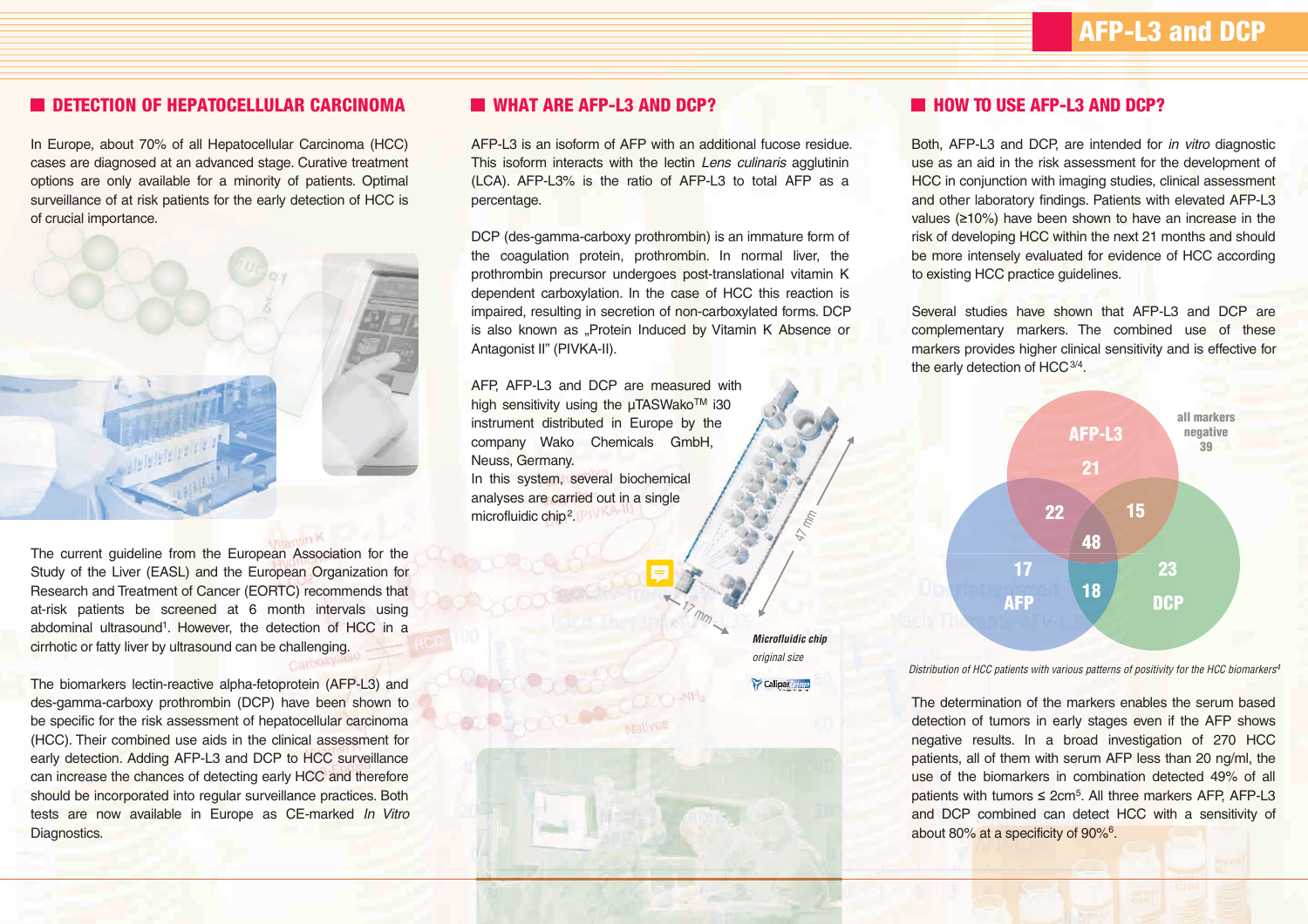# AFP-L3 and DCP

## DETECTION OF HEPATOCELLULAR CARCINOMA

In Europe, about 70% of all Hepatocellular Carcinoma (HCC) cases are diagnosed at an advanced stage. Curative treatment options are only available for a minority of patients. Optimal surveillance of at risk patients for the early detection of HCC is of crucial importance.

The current guideline from the European Association for the Study of the Liver (EASL) and the European Organization for Research and Treatment of Cancer (EORTC) recommends that at-risk patients be screened at 6 month intervals using abdominal ultrasound[1]. However, the detection of HCC in a cirrhotic or fatty liver by ultrasound can be challenging.

The biomarkers lectin-reactive alpha-fetoprotein (AFP-L3) and des-gamma-carboxy prothrombin (DCP) have been shown to be specific for the risk assessment of hepatocellular carcinoma (HCC). Their combined use aids in the clinical assessment for early detection. Adding AFP-L3 and DCP to HCC surveillance can increase the chances of detecting early HCC and therefore should be incorporated into regular surveillance practices. Both tests are now available in Europe as CE-marked *In Vitro* Diagnostics.

## WHAT ARE AFP-L3 AND DCP?

AFP-L3 is an isoform of AFP with an additional fucose residue. This isoform interacts with the lectin *Lens culinaris* agglutinin (LCA). AFP-L3% is the ratio of AFP-L3 to total AFP as a percentage.

DCP (des-gamma-carboxy prothrombin) is an immature form of the coagulation protein, prothrombin. In normal liver, the prothrombin precursor undergoes post-translational vitamin K dependent carboxylation. In the case of HCC this reaction is impaired, resulting in secretion of non-carboxylated forms. DCP is also known as „Protein Induced by Vitamin K Absence or Antagonist II" (PIVKA-II).

AFP, AFP-L3 and DCP are measured with high sensitivity using the µTASWako™ i30 instrument distributed in Europe by the company Wako Chemicals GmbH, Neuss, Germany.
In this system, several biochemical analyses are carried out in a single microfluidic chip[2].

47 mm
17 mm

*Microfluidic chip*
*original size*

## HOW TO USE AFP-L3 AND DCP?

Both, AFP-L3 and DCP, are intended for *in vitro* diagnostic use as an aid in the risk assessment for the development of HCC in conjunction with imaging studies, clinical assessment and other laboratory findings. Patients with elevated AFP-L3 values (≥10%) have been shown to have an increase in the risk of developing HCC within the next 21 months and should be more intensely evaluated for evidence of HCC according to existing HCC practice guidelines.

Several studies have shown that AFP-L3 and DCP are complementary markers. The combined use of these markers provides higher clinical sensitivity and is effective for the early detection of HCC[3/4].

AFP-L3
21
22
15
48
17
18
23
AFP
DCP
all markers negative
39

*Distribution of HCC patients with various patterns of positivity for the HCC biomarkers[4]*

The determination of the markers enables the serum based detection of tumors in early stages even if the AFP shows negative results. In a broad investigation of 270 HCC patients, all of them with serum AFP less than 20 ng/ml, the use of the biomarkers in combination detected 49% of all patients with tumors ≤ 2cm[5]. All three markers AFP, AFP-L3 and DCP combined can detect HCC with a sensitivity of about 80% at a specificity of 90%[6].